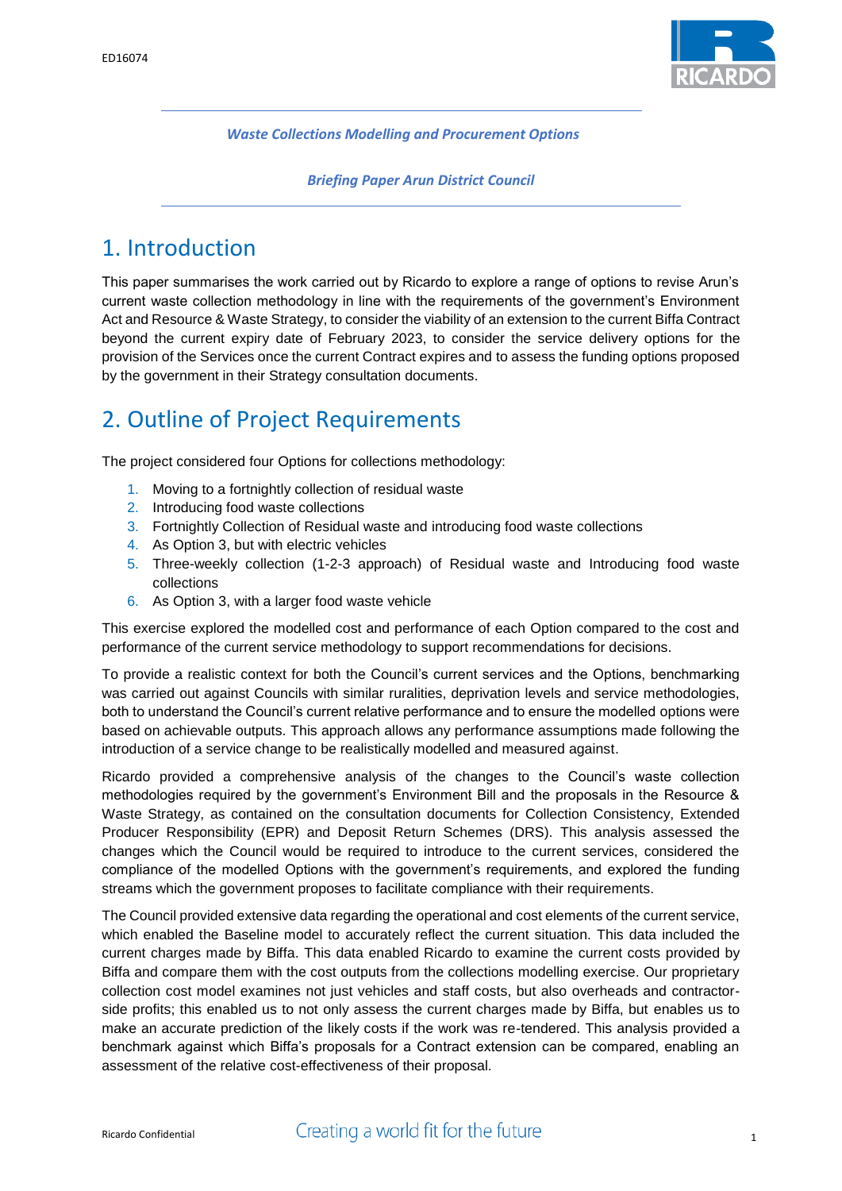*Waste Collections Modelling and Procurement Options*

*Briefing Paper Arun District Council*

# 1. Introduction

This paper summarises the work carried out by Ricardo to explore a range of options to revise Arun's current waste collection methodology in line with the requirements of the government's Environment Act and Resource & Waste Strategy, to consider the viability of an extension to the current Biffa Contract beyond the current expiry date of February 2023, to consider the service delivery options for the provision of the Services once the current Contract expires and to assess the funding options proposed by the government in their Strategy consultation documents.

# 2. Outline of Project Requirements

The project considered four Options for collections methodology:

1. Moving to a fortnightly collection of residual waste
2. Introducing food waste collections
3. Fortnightly Collection of Residual waste and introducing food waste collections
4. As Option 3, but with electric vehicles
5. Three-weekly collection (1-2-3 approach) of Residual waste and Introducing food waste collections
6. As Option 3, with a larger food waste vehicle

This exercise explored the modelled cost and performance of each Option compared to the cost and performance of the current service methodology to support recommendations for decisions.

To provide a realistic context for both the Council's current services and the Options, benchmarking was carried out against Councils with similar ruralities, deprivation levels and service methodologies, both to understand the Council's current relative performance and to ensure the modelled options were based on achievable outputs. This approach allows any performance assumptions made following the introduction of a service change to be realistically modelled and measured against.

Ricardo provided a comprehensive analysis of the changes to the Council's waste collection methodologies required by the government's Environment Bill and the proposals in the Resource & Waste Strategy, as contained on the consultation documents for Collection Consistency, Extended Producer Responsibility (EPR) and Deposit Return Schemes (DRS). This analysis assessed the changes which the Council would be required to introduce to the current services, considered the compliance of the modelled Options with the government's requirements, and explored the funding streams which the government proposes to facilitate compliance with their requirements.

The Council provided extensive data regarding the operational and cost elements of the current service, which enabled the Baseline model to accurately reflect the current situation. This data included the current charges made by Biffa. This data enabled Ricardo to examine the current costs provided by Biffa and compare them with the cost outputs from the collections modelling exercise. Our proprietary collection cost model examines not just vehicles and staff costs, but also overheads and contractor-side profits; this enabled us to not only assess the current charges made by Biffa, but enables us to make an accurate prediction of the likely costs if the work was re-tendered. This analysis provided a benchmark against which Biffa's proposals for a Contract extension can be compared, enabling an assessment of the relative cost-effectiveness of their proposal.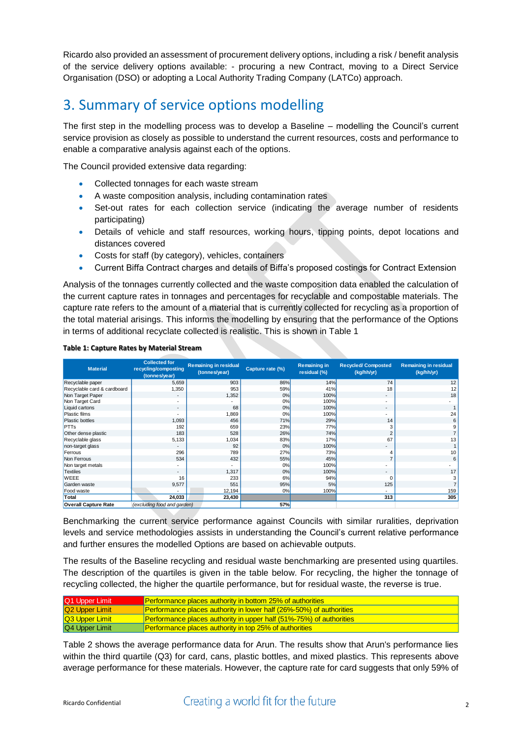Ricardo also provided an assessment of procurement delivery options, including a risk / benefit analysis of the service delivery options available: - procuring a new Contract, moving to a Direct Service Organisation (DSO) or adopting a Local Authority Trading Company (LATCo) approach.

# 3. Summary of service options modelling

The first step in the modelling process was to develop a Baseline – modelling the Council's current service provision as closely as possible to understand the current resources, costs and performance to enable a comparative analysis against each of the options.

The Council provided extensive data regarding:

- Collected tonnages for each waste stream
- A waste composition analysis, including contamination rates
- Set-out rates for each collection service (indicating the average number of residents participating)
- Details of vehicle and staff resources, working hours, tipping points, depot locations and distances covered
- Costs for staff (by category), vehicles, containers
- Current Biffa Contract charges and details of Biffa's proposed costings for Contract Extension

Analysis of the tonnages currently collected and the waste composition data enabled the calculation of the current capture rates in tonnages and percentages for recyclable and compostable materials. The capture rate refers to the amount of a material that is currently collected for recycling as a proportion of the total material arisings. This informs the modelling by ensuring that the performance of the Options in terms of additional recyclate collected is realistic. This is shown in Table 1

**Table 1: Capture Rates by Material Stream**

| Material | Collected for recycling/composting (tonnes/year) | Remaining in residual (tonnes/year) | Capture rate (%) | Remaining in residual (%) | Recycled/ Composted (kg/hh/yr) | Remaining in residual (kg/hh/yr) |
|---|---|---|---|---|---|---|
| Recyclable paper | 5,659 | 903 | 86% | 14% | 74 | 12 |
| Recyclable card & cardboard | 1,350 | 953 | 59% | 41% | 18 | 12 |
| Non Target Paper | - | 1,352 | 0% | 100% | - | 18 |
| Non Target Card | - | - | 0% | 100% | - | - |
| Liquid cartons | - | 68 | 0% | 100% | - | 1 |
| Plastic films | - | 1,869 | 0% | 100% | - | 24 |
| Plastic bottles | 1,093 | 456 | 71% | 29% | 14 | 6 |
| PTTs | 192 | 659 | 23% | 77% | 3 | 9 |
| Other dense plastic | 183 | 528 | 26% | 74% | 2 | 7 |
| Recyclable glass | 5,133 | 1,034 | 83% | 17% | 67 | 13 |
| non-target glass | - | 92 | 0% | 100% | - | 1 |
| Ferrous | 296 | 789 | 27% | 73% | 4 | 10 |
| Non Ferrous | 534 | 432 | 55% | 45% | 7 | 6 |
| Non target metals | - | - | 0% | 100% | - | - |
| Textiles | - | 1,317 | 0% | 100% | - | 17 |
| WEEE | 16 | 233 | 6% | 94% | 0 | 3 |
| Garden waste | 9,577 | 551 | 95% | 5% | 125 | 7 |
| Food waste | - | 12,194 | 0% | 100% | - | 159 |
| **Total** | **24,033** | **23,430** | | | **313** | **305** |
| **Overall Capture Rate** | *(excluding food and garden)* | | **57%** | | | |

Benchmarking the current service performance against Councils with similar ruralities, deprivation levels and service methodologies assists in understanding the Council's current relative performance and further ensures the modelled Options are based on achievable outputs.

The results of the Baseline recycling and residual waste benchmarking are presented using quartiles. The description of the quartiles is given in the table below. For recycling, the higher the tonnage of recycling collected, the higher the quartile performance, but for residual waste, the reverse is true.

| | |
|---|---|
| Q1 Upper Limit | Performance places authority in bottom 25% of authorities |
| Q2 Upper Limit | Performance places authority in lower half (26%-50%) of authorities |
| Q3 Upper Limit | Performance places authority in upper half (51%-75%) of authorities |
| Q4 Upper Limit | Performance places authority in top 25% of authorities |

Table 2 shows the average performance data for Arun. The results show that Arun's performance lies within the third quartile (Q3) for card, cans, plastic bottles, and mixed plastics. This represents above average performance for these materials. However, the capture rate for card suggests that only 59% of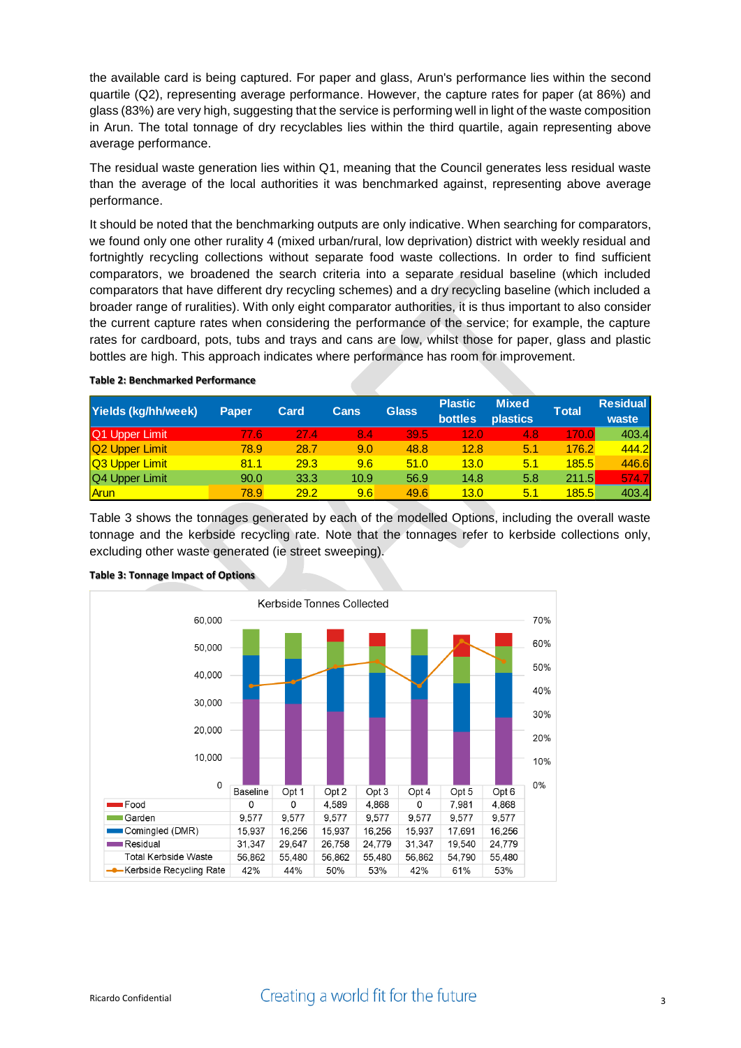the available card is being captured. For paper and glass, Arun's performance lies within the second quartile (Q2), representing average performance. However, the capture rates for paper (at 86%) and glass (83%) are very high, suggesting that the service is performing well in light of the waste composition in Arun. The total tonnage of dry recyclables lies within the third quartile, again representing above average performance.

The residual waste generation lies within Q1, meaning that the Council generates less residual waste than the average of the local authorities it was benchmarked against, representing above average performance.

It should be noted that the benchmarking outputs are only indicative. When searching for comparators, we found only one other rurality 4 (mixed urban/rural, low deprivation) district with weekly residual and fortnightly recycling collections without separate food waste collections. In order to find sufficient comparators, we broadened the search criteria into a separate residual baseline (which included comparators that have different dry recycling schemes) and a dry recycling baseline (which included a broader range of ruralities). With only eight comparator authorities, it is thus important to also consider the current capture rates when considering the performance of the service; for example, the capture rates for cardboard, pots, tubs and trays and cans are low, whilst those for paper, glass and plastic bottles are high. This approach indicates where performance has room for improvement.

**Table 2: Benchmarked Performance**

| Yields (kg/hh/week) | Paper | Card | Cans | Glass | Plastic bottles | Mixed plastics | Total | Residual waste |
|---|---|---|---|---|---|---|---|---|
| Q1 Upper Limit | 77.6 | 27.4 | 8.4 | 39.5 | 12.0 | 4.8 | 170.0 | 403.4 |
| Q2 Upper Limit | 78.9 | 28.7 | 9.0 | 48.8 | 12.8 | 5.1 | 176.2 | 444.2 |
| Q3 Upper Limit | 81.1 | 29.3 | 9.6 | 51.0 | 13.0 | 5.1 | 185.5 | 446.6 |
| Q4 Upper Limit | 90.0 | 33.3 | 10.9 | 56.9 | 14.8 | 5.8 | 211.5 | 574.7 |
| Arun | 78.9 | 29.2 | 9.6 | 49.6 | 13.0 | 5.1 | 185.5 | 403.4 |

Table 3 shows the tonnages generated by each of the modelled Options, including the overall waste tonnage and the kerbside recycling rate. Note that the tonnages refer to kerbside collections only, excluding other waste generated (ie street sweeping).

**Table 3: Tonnage Impact of Options**

Kerbside Tonnes Collected

| | Baseline | Opt 1 | Opt 2 | Opt 3 | Opt 4 | Opt 5 | Opt 6 |
|---|---|---|---|---|---|---|---|
| Food | 0 | 0 | 4,589 | 4,868 | 0 | 7,981 | 4,868 |
| Garden | 9,577 | 9,577 | 9,577 | 9,577 | 9,577 | 9,577 | 9,577 |
| Comingled (DMR) | 15,937 | 16,256 | 15,937 | 16,256 | 15,937 | 17,691 | 16,256 |
| Residual | 31,347 | 29,647 | 26,758 | 24,779 | 31,347 | 19,540 | 24,779 |
| Total Kerbside Waste | 56,862 | 55,480 | 56,862 | 55,480 | 56,862 | 54,790 | 55,480 |
| Kerbside Recycling Rate | 42% | 44% | 50% | 53% | 42% | 61% | 53% |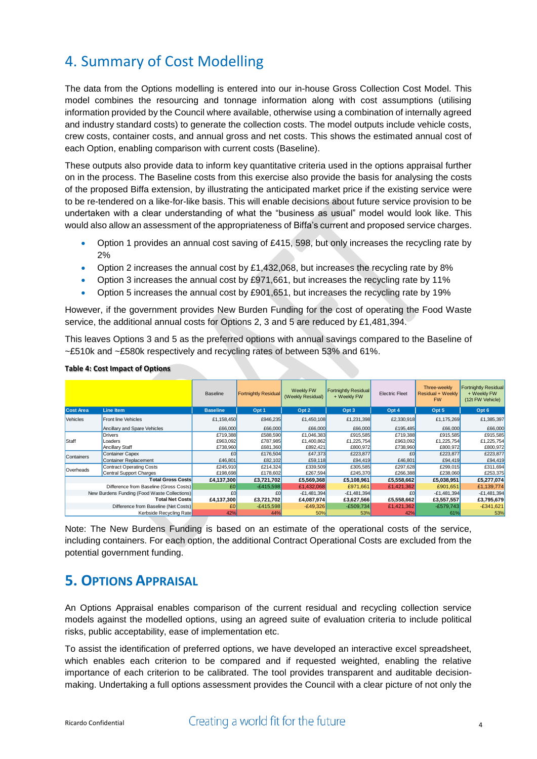# 4. Summary of Cost Modelling

The data from the Options modelling is entered into our in-house Gross Collection Cost Model. This model combines the resourcing and tonnage information along with cost assumptions (utilising information provided by the Council where available, otherwise using a combination of internally agreed and industry standard costs) to generate the collection costs. The model outputs include vehicle costs, crew costs, container costs, and annual gross and net costs. This shows the estimated annual cost of each Option, enabling comparison with current costs (Baseline).

These outputs also provide data to inform key quantitative criteria used in the options appraisal further on in the process. The Baseline costs from this exercise also provide the basis for analysing the costs of the proposed Biffa extension, by illustrating the anticipated market price if the existing service were to be re-tendered on a like-for-like basis. This will enable decisions about future service provision to be undertaken with a clear understanding of what the "business as usual" model would look like. This would also allow an assessment of the appropriateness of Biffa's current and proposed service charges.

- Option 1 provides an annual cost saving of £415, 598, but only increases the recycling rate by 2%
- Option 2 increases the annual cost by £1,432,068, but increases the recycling rate by 8%
- Option 3 increases the annual cost by £971,661, but increases the recycling rate by 11%
- Option 5 increases the annual cost by £901,651, but increases the recycling rate by 19%

However, if the government provides New Burden Funding for the cost of operating the Food Waste service, the additional annual costs for Options 2, 3 and 5 are reduced by £1,481,394.

This leaves Options 3 and 5 as the preferred options with annual savings compared to the Baseline of ~£510k and ~£580k respectively and recycling rates of between 53% and 61%.

**Table 4: Cost Impact of Options**

| | | Baseline | Fortnightly Residual | Weekly FW (Weekly Residual) | Fortnightly Residual + Weekly FW | Electric Fleet | Three-weekly Residual + Weekly FW | Fortnightly Residual + Weekly FW (12t FW Vehicle) |
|---|---|---|---|---|---|---|---|---|
| **Cost Area** | **Line Item** | **Baseline** | **Opt 1** | **Opt 2** | **Opt 3** | **Opt 4** | **Opt 5** | **Opt 6** |
| Vehicles | Front line Vehicles | £1,158,450 | £946,235 | £1,450,108 | £1,231,398 | £2,330,918 | £1,175,269 | £1,385,397 |
| | Ancillary and Spare Vehicles | £66,000 | £66,000 | £66,000 | £66,000 | £195,485 | £66,000 | £66,000 |
| Staff | Drivers | £719,388 | £588,590 | £1,046,383 | £915,585 | £719,388 | £915,585 | £915,585 |
| | Loaders | £963,092 | £787,985 | £1,400,862 | £1,225,754 | £963,092 | £1,225,754 | £1,225,754 |
| | Ancillary Staff | £738,960 | £681,360 | £892,421 | £800,972 | £738,960 | £800,972 | £800,972 |
| Containers | Container Capex | £0 | £176,504 | £47,373 | £223,877 | £0 | £223,877 | £223,877 |
| | Container Replacement | £46,801 | £82,102 | £59,118 | £94,419 | £46,801 | £94,419 | £94,419 |
| Overheads | Contract Operating Costs | £245,910 | £214,324 | £339,509 | £305,585 | £297,628 | £299,015 | £311,694 |
| | Central Support Charges | £198,698 | £178,602 | £267,594 | £245,370 | £266,388 | £238,060 | £253,375 |
| | **Total Gross Costs** | **£4,137,300** | **£3,721,702** | **£5,569,368** | **£5,108,961** | **£5,558,662** | **£5,038,951** | **£5,277,074** |
| | Difference from Baseline (Gross Costs) | £0 | -£415,598 | £1,432,068 | £971,661 | £1,421,362 | £901,651 | £1,139,774 |
| | New Burdens Funding (Food Waste Collections) | £0 | £0 | -£1,481,394 | -£1,481,394 | £0 | -£1,481,394 | -£1,481,394 |
| | **Total Net Costs** | **£4,137,300** | **£3,721,702** | **£4,087,974** | **£3,627,566** | **£5,558,662** | **£3,557,557** | **£3,795,679** |
| | Difference from Baseline (Net Costs) | £0 | -£415,598 | -£49,326 | -£509,734 | £1,421,362 | -£579,743 | -£341,621 |
| | Kerbside Recycling Rate | 42% | 44% | 50% | 53% | 42% | 61% | 53% |

Note: The New Burdens Funding is based on an estimate of the operational costs of the service, including containers. For each option, the additional Contract Operational Costs are excluded from the potential government funding.

# 5. Options Appraisal

An Options Appraisal enables comparison of the current residual and recycling collection service models against the modelled options, using an agreed suite of evaluation criteria to include political risks, public acceptability, ease of implementation etc.

To assist the identification of preferred options, we have developed an interactive excel spreadsheet, which enables each criterion to be compared and if requested weighted, enabling the relative importance of each criterion to be calibrated. The tool provides transparent and auditable decision-making. Undertaking a full options assessment provides the Council with a clear picture of not only the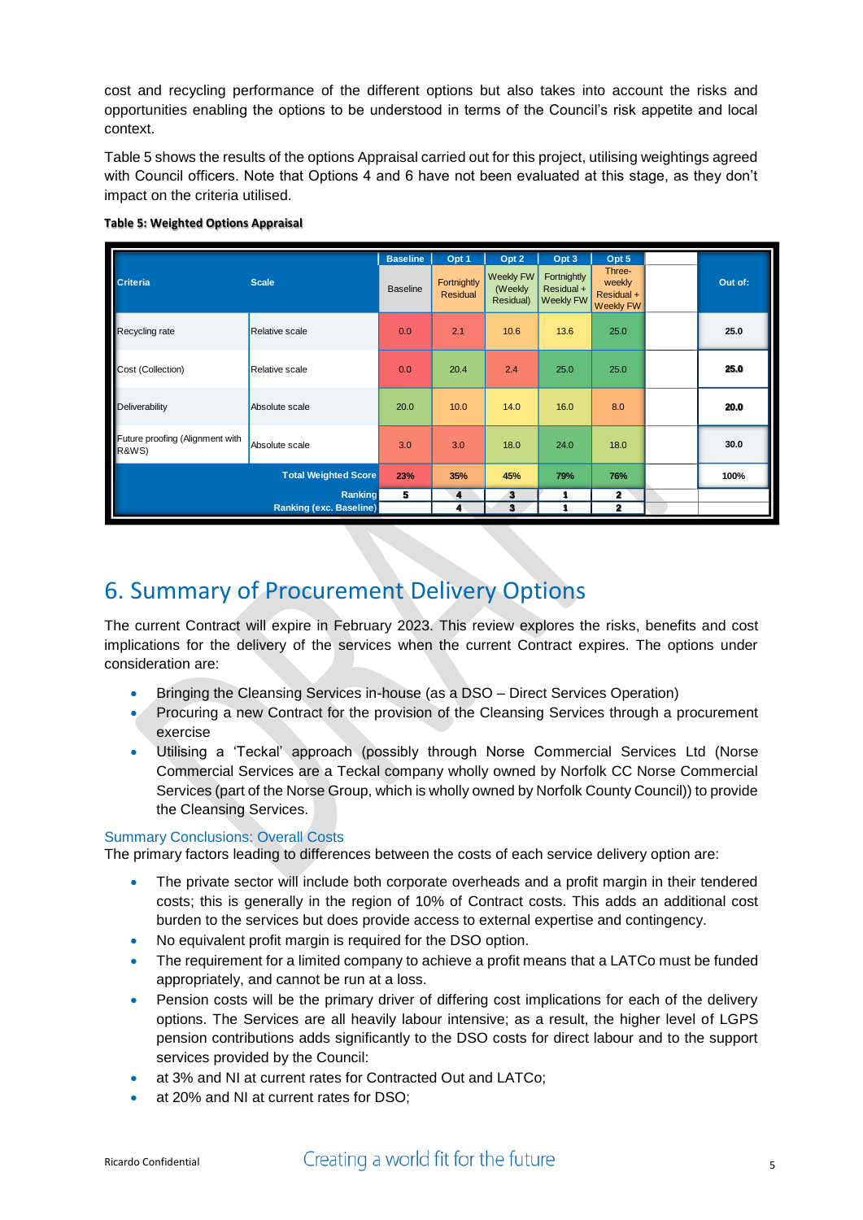cost and recycling performance of the different options but also takes into account the risks and opportunities enabling the options to be understood in terms of the Council's risk appetite and local context.

Table 5 shows the results of the options Appraisal carried out for this project, utilising weightings agreed with Council officers. Note that Options 4 and 6 have not been evaluated at this stage, as they don't impact on the criteria utilised.

**Table 5: Weighted Options Appraisal**

| Criteria | Scale | Baseline | Opt 1 | Opt 2 | Opt 3 | Opt 5 | | Out of: |
|---|---|---|---|---|---|---|---|---|
| | | Baseline | Fortnightly Residual | Weekly FW (Weekly Residual) | Fortnightly Residual + Weekly FW | Three-weekly Residual + Weekly FW | | |
| Recycling rate | Relative scale | 0.0 | 2.1 | 10.6 | 13.6 | 25.0 | | 25.0 |
| Cost (Collection) | Relative scale | 0.0 | 20.4 | 2.4 | 25.0 | 25.0 | | 25.0 |
| Deliverability | Absolute scale | 20.0 | 10.0 | 14.0 | 16.0 | 8.0 | | 20.0 |
| Future proofing (Alignment with R&WS) | Absolute scale | 3.0 | 3.0 | 18.0 | 24.0 | 18.0 | | 30.0 |
| | Total Weighted Score | 23% | 35% | 45% | 79% | 76% | | 100% |
| | Ranking | 5 | 4 | 3 | 1 | 2 | | |
| | Ranking (exc. Baseline) | | 4 | 3 | 1 | 2 | | |

# 6. Summary of Procurement Delivery Options

The current Contract will expire in February 2023. This review explores the risks, benefits and cost implications for the delivery of the services when the current Contract expires. The options under consideration are:

- Bringing the Cleansing Services in-house (as a DSO – Direct Services Operation)
- Procuring a new Contract for the provision of the Cleansing Services through a procurement exercise
- Utilising a 'Teckal' approach (possibly through Norse Commercial Services Ltd (Norse Commercial Services are a Teckal company wholly owned by Norfolk CC Norse Commercial Services (part of the Norse Group, which is wholly owned by Norfolk County Council)) to provide the Cleansing Services.

## Summary Conclusions: Overall Costs

The primary factors leading to differences between the costs of each service delivery option are:

- The private sector will include both corporate overheads and a profit margin in their tendered costs; this is generally in the region of 10% of Contract costs. This adds an additional cost burden to the services but does provide access to external expertise and contingency.
- No equivalent profit margin is required for the DSO option.
- The requirement for a limited company to achieve a profit means that a LATCo must be funded appropriately, and cannot be run at a loss.
- Pension costs will be the primary driver of differing cost implications for each of the delivery options. The Services are all heavily labour intensive; as a result, the higher level of LGPS pension contributions adds significantly to the DSO costs for direct labour and to the support services provided by the Council:
- at 3% and NI at current rates for Contracted Out and LATCo;
- at 20% and NI at current rates for DSO;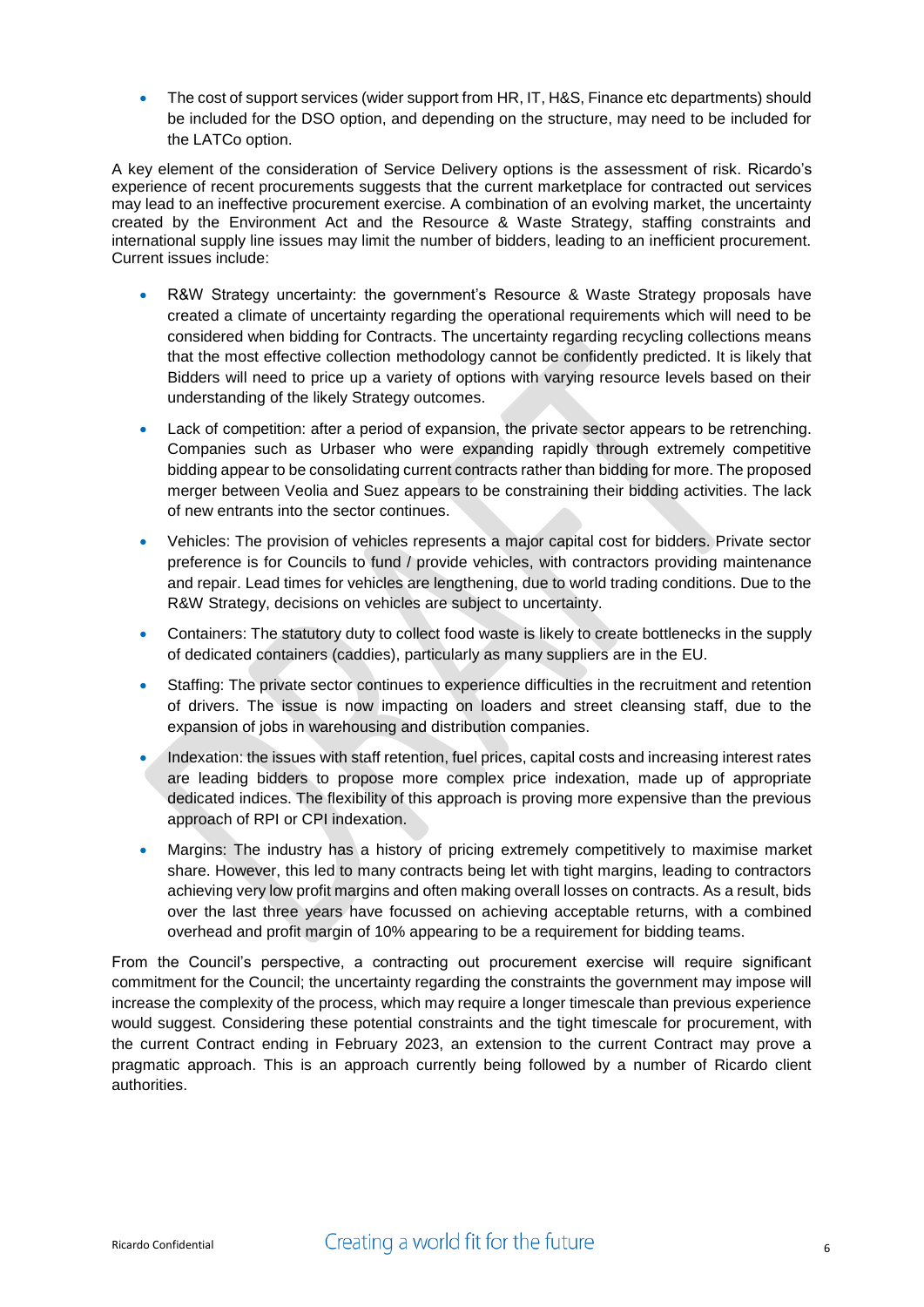- The cost of support services (wider support from HR, IT, H&S, Finance etc departments) should be included for the DSO option, and depending on the structure, may need to be included for the LATCo option.

A key element of the consideration of Service Delivery options is the assessment of risk. Ricardo's experience of recent procurements suggests that the current marketplace for contracted out services may lead to an ineffective procurement exercise. A combination of an evolving market, the uncertainty created by the Environment Act and the Resource & Waste Strategy, staffing constraints and international supply line issues may limit the number of bidders, leading to an inefficient procurement. Current issues include:

- R&W Strategy uncertainty: the government's Resource & Waste Strategy proposals have created a climate of uncertainty regarding the operational requirements which will need to be considered when bidding for Contracts. The uncertainty regarding recycling collections means that the most effective collection methodology cannot be confidently predicted. It is likely that Bidders will need to price up a variety of options with varying resource levels based on their understanding of the likely Strategy outcomes.
- Lack of competition: after a period of expansion, the private sector appears to be retrenching. Companies such as Urbaser who were expanding rapidly through extremely competitive bidding appear to be consolidating current contracts rather than bidding for more. The proposed merger between Veolia and Suez appears to be constraining their bidding activities. The lack of new entrants into the sector continues.
- Vehicles: The provision of vehicles represents a major capital cost for bidders. Private sector preference is for Councils to fund / provide vehicles, with contractors providing maintenance and repair. Lead times for vehicles are lengthening, due to world trading conditions. Due to the R&W Strategy, decisions on vehicles are subject to uncertainty.
- Containers: The statutory duty to collect food waste is likely to create bottlenecks in the supply of dedicated containers (caddies), particularly as many suppliers are in the EU.
- Staffing: The private sector continues to experience difficulties in the recruitment and retention of drivers. The issue is now impacting on loaders and street cleansing staff, due to the expansion of jobs in warehousing and distribution companies.
- Indexation: the issues with staff retention, fuel prices, capital costs and increasing interest rates are leading bidders to propose more complex price indexation, made up of appropriate dedicated indices. The flexibility of this approach is proving more expensive than the previous approach of RPI or CPI indexation.
- Margins: The industry has a history of pricing extremely competitively to maximise market share. However, this led to many contracts being let with tight margins, leading to contractors achieving very low profit margins and often making overall losses on contracts. As a result, bids over the last three years have focussed on achieving acceptable returns, with a combined overhead and profit margin of 10% appearing to be a requirement for bidding teams.

From the Council's perspective, a contracting out procurement exercise will require significant commitment for the Council; the uncertainty regarding the constraints the government may impose will increase the complexity of the process, which may require a longer timescale than previous experience would suggest. Considering these potential constraints and the tight timescale for procurement, with the current Contract ending in February 2023, an extension to the current Contract may prove a pragmatic approach. This is an approach currently being followed by a number of Ricardo client authorities.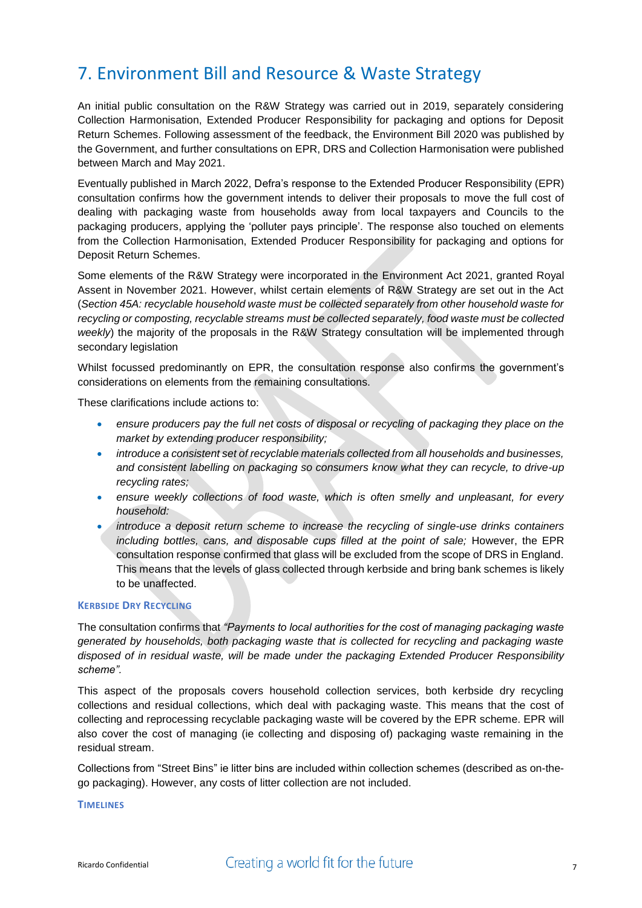# 7. Environment Bill and Resource & Waste Strategy

An initial public consultation on the R&W Strategy was carried out in 2019, separately considering Collection Harmonisation, Extended Producer Responsibility for packaging and options for Deposit Return Schemes. Following assessment of the feedback, the Environment Bill 2020 was published by the Government, and further consultations on EPR, DRS and Collection Harmonisation were published between March and May 2021.

Eventually published in March 2022, Defra's response to the Extended Producer Responsibility (EPR) consultation confirms how the government intends to deliver their proposals to move the full cost of dealing with packaging waste from households away from local taxpayers and Councils to the packaging producers, applying the 'polluter pays principle'. The response also touched on elements from the Collection Harmonisation, Extended Producer Responsibility for packaging and options for Deposit Return Schemes.

Some elements of the R&W Strategy were incorporated in the Environment Act 2021, granted Royal Assent in November 2021. However, whilst certain elements of R&W Strategy are set out in the Act (*Section 45A: recyclable household waste must be collected separately from other household waste for recycling or composting, recyclable streams must be collected separately, food waste must be collected weekly*) the majority of the proposals in the R&W Strategy consultation will be implemented through secondary legislation

Whilst focussed predominantly on EPR, the consultation response also confirms the government's considerations on elements from the remaining consultations.

These clarifications include actions to:

- *ensure producers pay the full net costs of disposal or recycling of packaging they place on the market by extending producer responsibility;*
- *introduce a consistent set of recyclable materials collected from all households and businesses, and consistent labelling on packaging so consumers know what they can recycle, to drive-up recycling rates;*
- *ensure weekly collections of food waste, which is often smelly and unpleasant, for every household:*
- *introduce a deposit return scheme to increase the recycling of single-use drinks containers including bottles, cans, and disposable cups filled at the point of sale;* However, the EPR consultation response confirmed that glass will be excluded from the scope of DRS in England. This means that the levels of glass collected through kerbside and bring bank schemes is likely to be unaffected.

### Kerbside Dry Recycling

The consultation confirms that *"Payments to local authorities for the cost of managing packaging waste generated by households, both packaging waste that is collected for recycling and packaging waste disposed of in residual waste, will be made under the packaging Extended Producer Responsibility scheme".*

This aspect of the proposals covers household collection services, both kerbside dry recycling collections and residual collections, which deal with packaging waste. This means that the cost of collecting and reprocessing recyclable packaging waste will be covered by the EPR scheme. EPR will also cover the cost of managing (ie collecting and disposing of) packaging waste remaining in the residual stream.

Collections from "Street Bins" ie litter bins are included within collection schemes (described as on-the-go packaging). However, any costs of litter collection are not included.

### Timelines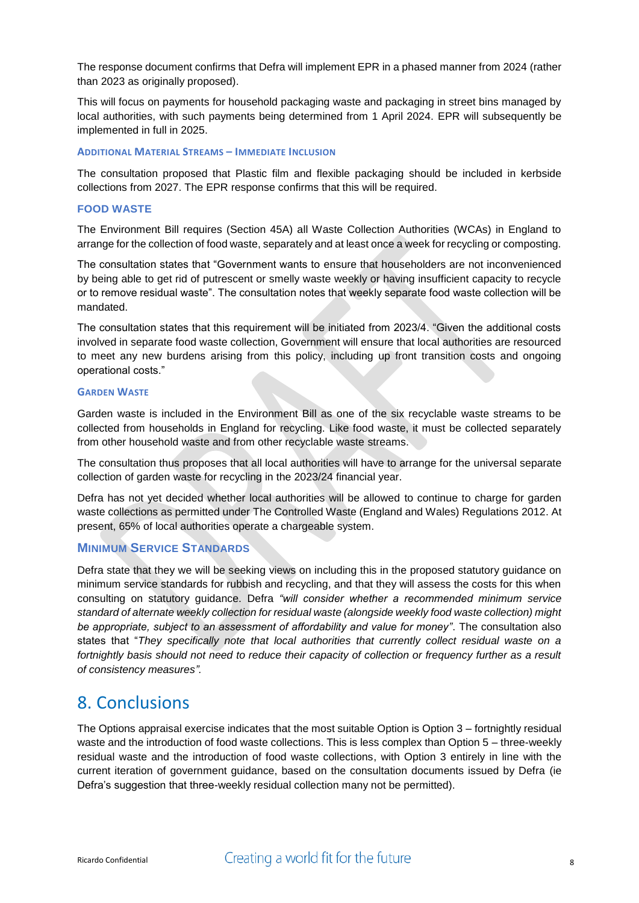The response document confirms that Defra will implement EPR in a phased manner from 2024 (rather than 2023 as originally proposed).

This will focus on payments for household packaging waste and packaging in street bins managed by local authorities, with such payments being determined from 1 April 2024. EPR will subsequently be implemented in full in 2025.

#### Additional Material Streams – Immediate Inclusion

The consultation proposed that Plastic film and flexible packaging should be included in kerbside collections from 2027. The EPR response confirms that this will be required.

### FOOD WASTE

The Environment Bill requires (Section 45A) all Waste Collection Authorities (WCAs) in England to arrange for the collection of food waste, separately and at least once a week for recycling or composting.

The consultation states that "Government wants to ensure that householders are not inconvenienced by being able to get rid of putrescent or smelly waste weekly or having insufficient capacity to recycle or to remove residual waste". The consultation notes that weekly separate food waste collection will be mandated.

The consultation states that this requirement will be initiated from 2023/4. "Given the additional costs involved in separate food waste collection, Government will ensure that local authorities are resourced to meet any new burdens arising from this policy, including up front transition costs and ongoing operational costs."

#### Garden Waste

Garden waste is included in the Environment Bill as one of the six recyclable waste streams to be collected from households in England for recycling. Like food waste, it must be collected separately from other household waste and from other recyclable waste streams.

The consultation thus proposes that all local authorities will have to arrange for the universal separate collection of garden waste for recycling in the 2023/24 financial year.

Defra has not yet decided whether local authorities will be allowed to continue to charge for garden waste collections as permitted under The Controlled Waste (England and Wales) Regulations 2012. At present, 65% of local authorities operate a chargeable system.

### Minimum Service Standards

Defra state that they we will be seeking views on including this in the proposed statutory guidance on minimum service standards for rubbish and recycling, and that they will assess the costs for this when consulting on statutory guidance. Defra *"will consider whether a recommended minimum service standard of alternate weekly collection for residual waste (alongside weekly food waste collection) might be appropriate, subject to an assessment of affordability and value for money"*. The consultation also states that "*They specifically note that local authorities that currently collect residual waste on a fortnightly basis should not need to reduce their capacity of collection or frequency further as a result of consistency measures".*

## 8. Conclusions

The Options appraisal exercise indicates that the most suitable Option is Option 3 – fortnightly residual waste and the introduction of food waste collections. This is less complex than Option 5 – three-weekly residual waste and the introduction of food waste collections, with Option 3 entirely in line with the current iteration of government guidance, based on the consultation documents issued by Defra (ie Defra's suggestion that three-weekly residual collection many not be permitted).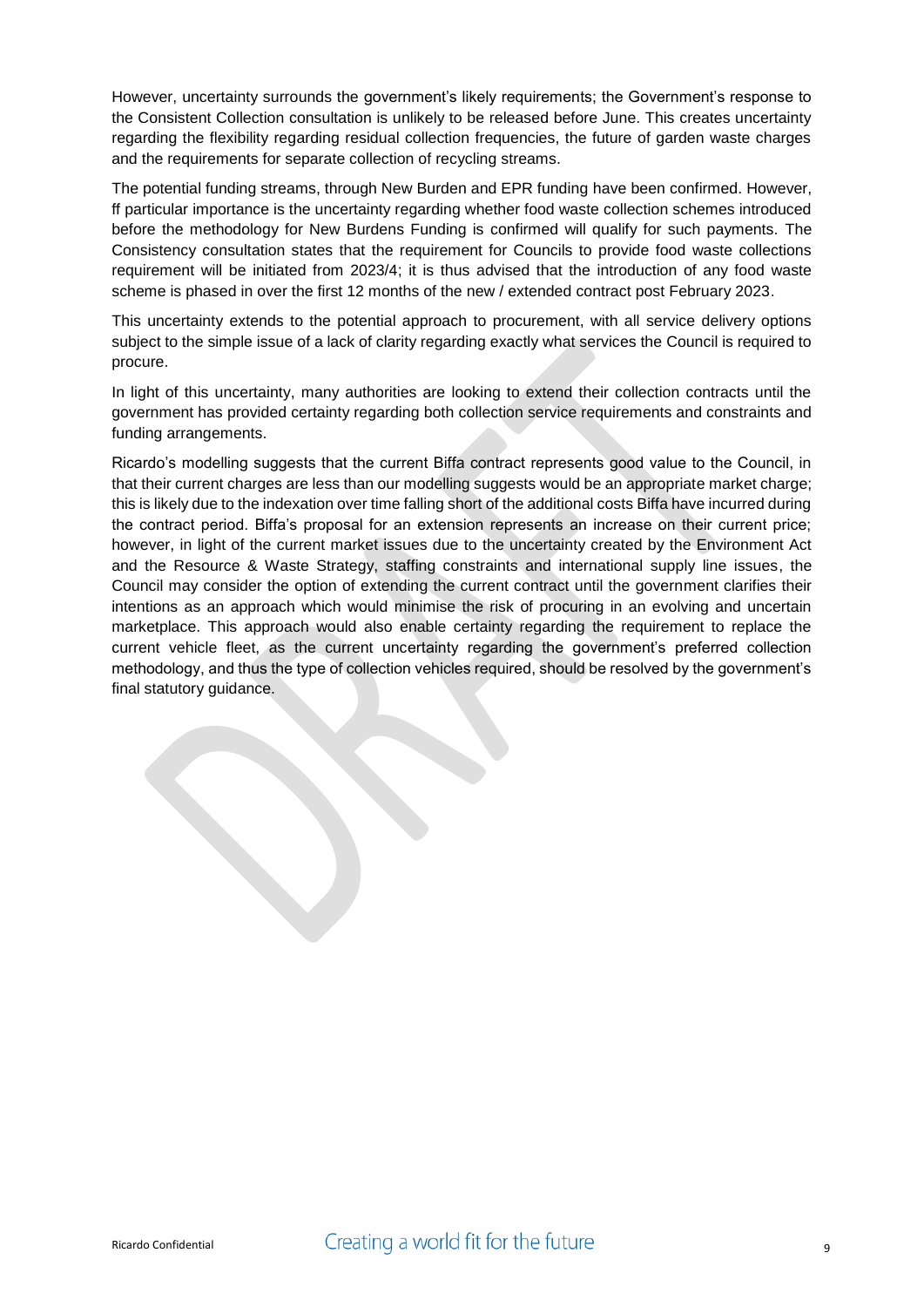However, uncertainty surrounds the government's likely requirements; the Government's response to the Consistent Collection consultation is unlikely to be released before June. This creates uncertainty regarding the flexibility regarding residual collection frequencies, the future of garden waste charges and the requirements for separate collection of recycling streams.

The potential funding streams, through New Burden and EPR funding have been confirmed. However, ff particular importance is the uncertainty regarding whether food waste collection schemes introduced before the methodology for New Burdens Funding is confirmed will qualify for such payments. The Consistency consultation states that the requirement for Councils to provide food waste collections requirement will be initiated from 2023/4; it is thus advised that the introduction of any food waste scheme is phased in over the first 12 months of the new / extended contract post February 2023.

This uncertainty extends to the potential approach to procurement, with all service delivery options subject to the simple issue of a lack of clarity regarding exactly what services the Council is required to procure.

In light of this uncertainty, many authorities are looking to extend their collection contracts until the government has provided certainty regarding both collection service requirements and constraints and funding arrangements.

Ricardo's modelling suggests that the current Biffa contract represents good value to the Council, in that their current charges are less than our modelling suggests would be an appropriate market charge; this is likely due to the indexation over time falling short of the additional costs Biffa have incurred during the contract period. Biffa's proposal for an extension represents an increase on their current price; however, in light of the current market issues due to the uncertainty created by the Environment Act and the Resource & Waste Strategy, staffing constraints and international supply line issues, the Council may consider the option of extending the current contract until the government clarifies their intentions as an approach which would minimise the risk of procuring in an evolving and uncertain marketplace. This approach would also enable certainty regarding the requirement to replace the current vehicle fleet, as the current uncertainty regarding the government's preferred collection methodology, and thus the type of collection vehicles required, should be resolved by the government's final statutory guidance.